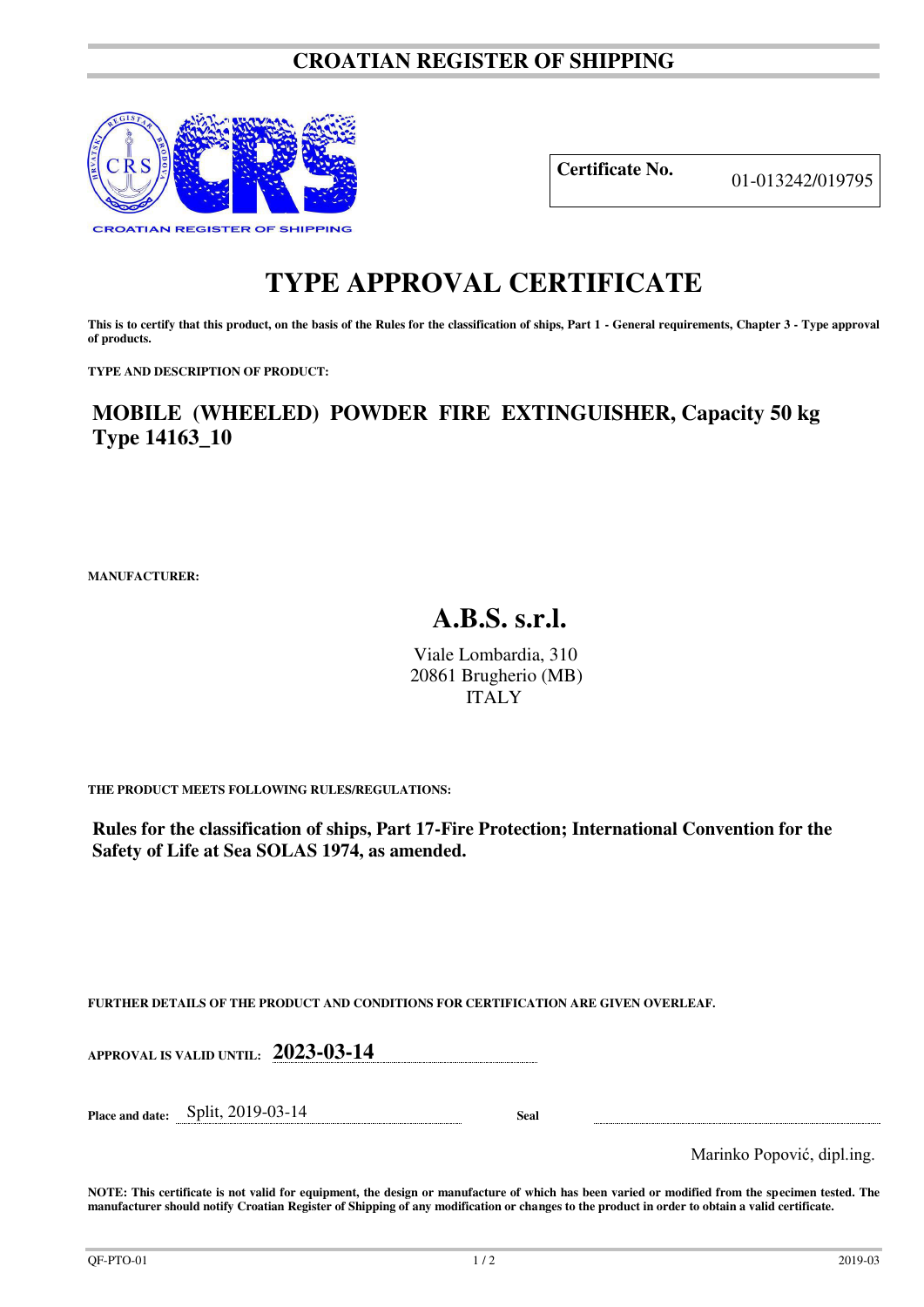# CROATIAN REGISTER OF SHIPPING

| **Certificate No.** | 01-013242/019795 |
|---|---|

# TYPE APPROVAL CERTIFICATE

**This is to certify that this product, on the basis of the Rules for the classification of ships, Part 1 - General requirements, Chapter 3 - Type approval of products.**

**TYPE AND DESCRIPTION OF PRODUCT:**

## MOBILE (WHEELED) POWDER FIRE EXTINGUISHER, Capacity 50 kg Type 14163_10

**MANUFACTURER:**

## A.B.S. s.r.l.

Viale Lombardia, 310
20861 Brugherio (MB)
ITALY

**THE PRODUCT MEETS FOLLOWING RULES/REGULATIONS:**

**Rules for the classification of ships, Part 17-Fire Protection; International Convention for the Safety of Life at Sea SOLAS 1974, as amended.**

**FURTHER DETAILS OF THE PRODUCT AND CONDITIONS FOR CERTIFICATION ARE GIVEN OVERLEAF.**

**APPROVAL IS VALID UNTIL:** **2023-03-14**

**Place and date:** Split, 2019-03-14 **Seal**

Marinko Popović, dipl.ing.

**NOTE: This certificate is not valid for equipment, the design or manufacture of which has been varied or modified from the specimen tested. The manufacturer should notify Croatian Register of Shipping of any modification or changes to the product in order to obtain a valid certificate.**

QF-PTO-01 2019-03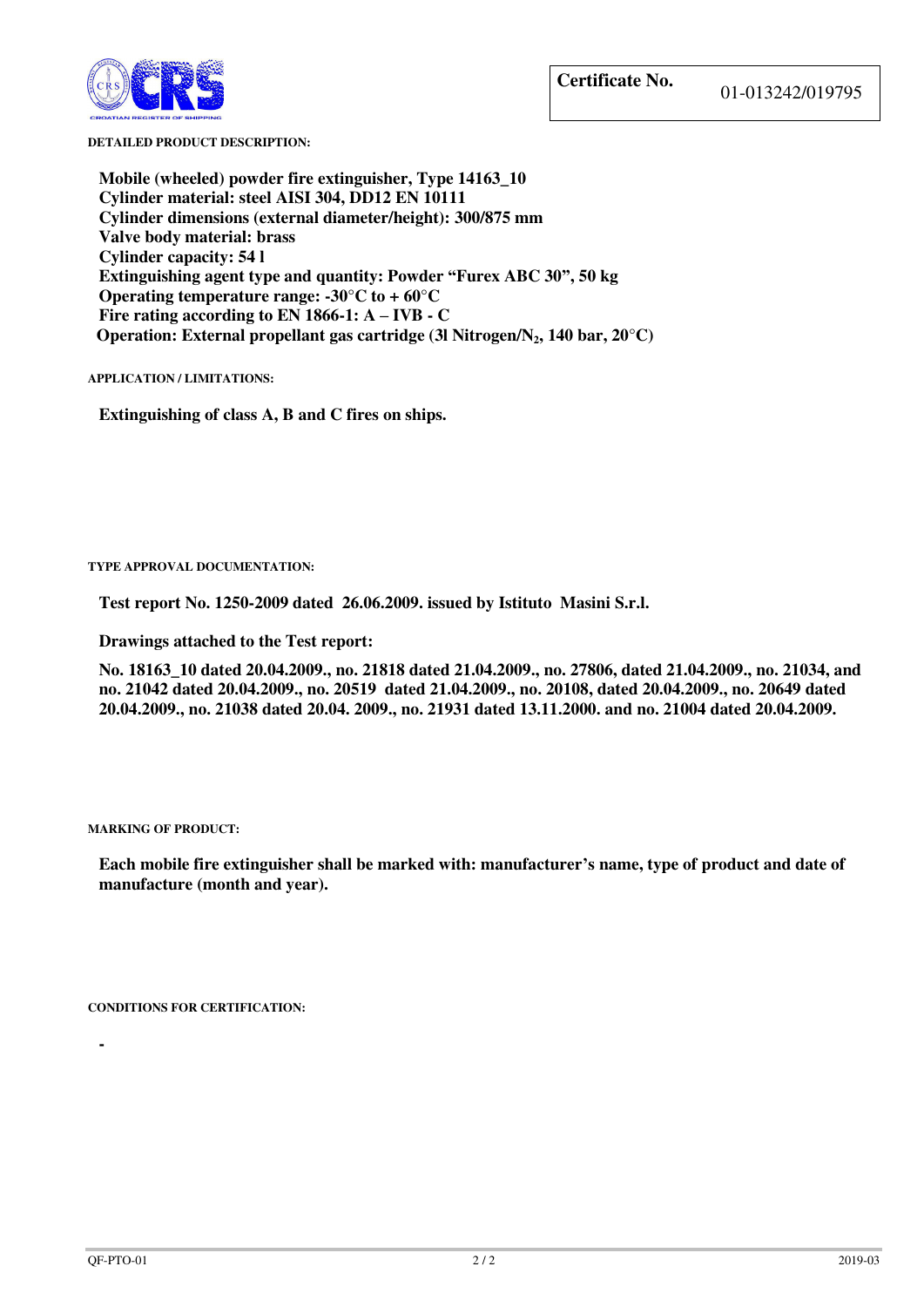| Certificate No. | 01-013242/019795 |
|---|---|

**DETAILED PRODUCT DESCRIPTION:**

**Mobile (wheeled) powder fire extinguisher, Type 14163_10**
**Cylinder material: steel AISI 304, DD12 EN 10111**
**Cylinder dimensions (external diameter/height): 300/875 mm**
**Valve body material: brass**
**Cylinder capacity: 54 l**
**Extinguishing agent type and quantity: Powder "Furex ABC 30", 50 kg**
**Operating temperature range: -30°C to + 60°C**
**Fire rating according to EN 1866-1: A – IVB - C**
**Operation: External propellant gas cartridge (3l Nitrogen/$N_2$, 140 bar, 20°C)**

**APPLICATION / LIMITATIONS:**

**Extinguishing of class A, B and C fires on ships.**

**TYPE APPROVAL DOCUMENTATION:**

**Test report No. 1250-2009 dated 26.06.2009. issued by Istituto Masini S.r.l.**

**Drawings attached to the Test report:**

**No. 18163_10 dated 20.04.2009., no. 21818 dated 21.04.2009., no. 27806, dated 21.04.2009., no. 21034, and no. 21042 dated 20.04.2009., no. 20519 dated 21.04.2009., no. 20108, dated 20.04.2009., no. 20649 dated 20.04.2009., no. 21038 dated 20.04. 2009., no. 21931 dated 13.11.2000. and no. 21004 dated 20.04.2009.**

**MARKING OF PRODUCT:**

**Each mobile fire extinguisher shall be marked with: manufacturer's name, type of product and date of manufacture (month and year).**

**CONDITIONS FOR CERTIFICATION:**

**-**

QF-PTO-01 2019-03